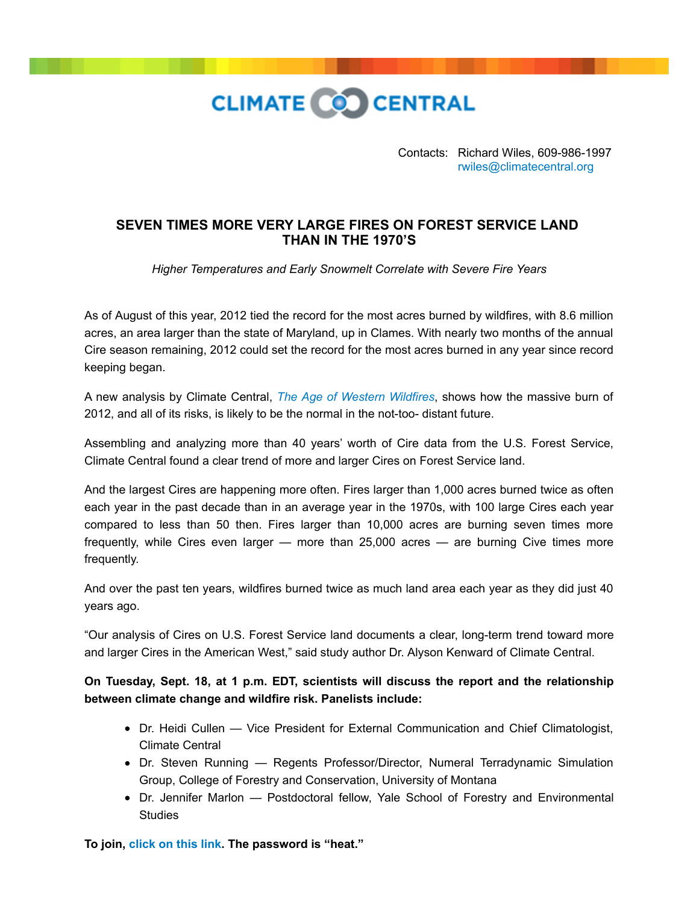CLIMATE CENTRAL

Contacts: Richard Wiles, 609-986-1997
rwiles@climatecentral.org

## SEVEN TIMES MORE VERY LARGE FIRES ON FOREST SERVICE LAND THAN IN THE 1970'S

*Higher Temperatures and Early Snowmelt Correlate with Severe Fire Years*

As of August of this year, 2012 tied the record for the most acres burned by wildfires, with 8.6 million acres, an area larger than the state of Maryland, up in Clames. With nearly two months of the annual Cire season remaining, 2012 could set the record for the most acres burned in any year since record keeping began.

A new analysis by Climate Central, *The Age of Western Wildfires*, shows how the massive burn of 2012, and all of its risks, is likely to be the normal in the not-too- distant future.

Assembling and analyzing more than 40 years' worth of Cire data from the U.S. Forest Service, Climate Central found a clear trend of more and larger Cires on Forest Service land.

And the largest Cires are happening more often. Fires larger than 1,000 acres burned twice as often each year in the past decade than in an average year in the 1970s, with 100 large Cires each year compared to less than 50 then. Fires larger than 10,000 acres are burning seven times more frequently, while Cires even larger — more than 25,000 acres — are burning Cive times more frequently.

And over the past ten years, wildfires burned twice as much land area each year as they did just 40 years ago.

"Our analysis of Cires on U.S. Forest Service land documents a clear, long-term trend toward more and larger Cires in the American West," said study author Dr. Alyson Kenward of Climate Central.

**On Tuesday, Sept. 18, at 1 p.m. EDT, scientists will discuss the report and the relationship between climate change and wildfire risk. Panelists include:**

- Dr. Heidi Cullen — Vice President for External Communication and Chief Climatologist, Climate Central
- Dr. Steven Running — Regents Professor/Director, Numeral Terradynamic Simulation Group, College of Forestry and Conservation, University of Montana
- Dr. Jennifer Marlon — Postdoctoral fellow, Yale School of Forestry and Environmental Studies

**To join, click on this link. The password is "heat."**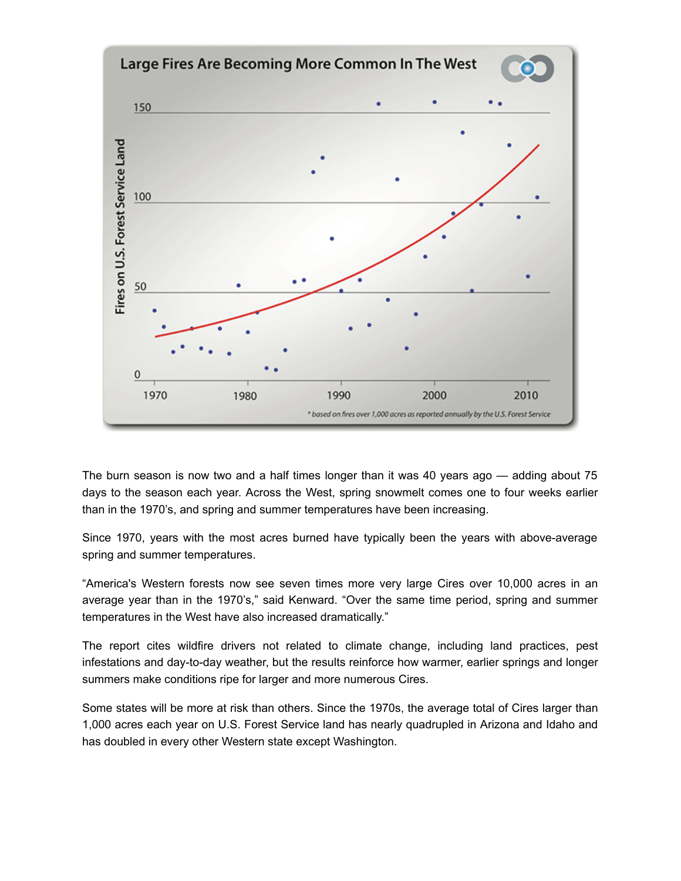**Large Fires Are Becoming More Common In The West**

*based on fires over 1,000 acres as reported annually by the U.S. Forest Service

The burn season is now two and a half times longer than it was 40 years ago — adding about 75 days to the season each year. Across the West, spring snowmelt comes one to four weeks earlier than in the 1970's, and spring and summer temperatures have been increasing.

Since 1970, years with the most acres burned have typically been the years with above-average spring and summer temperatures.

"America's Western forests now see seven times more very large Cires over 10,000 acres in an average year than in the 1970's," said Kenward. "Over the same time period, spring and summer temperatures in the West have also increased dramatically."

The report cites wildfire drivers not related to climate change, including land practices, pest infestations and day-to-day weather, but the results reinforce how warmer, earlier springs and longer summers make conditions ripe for larger and more numerous Cires.

Some states will be more at risk than others. Since the 1970s, the average total of Cires larger than 1,000 acres each year on U.S. Forest Service land has nearly quadrupled in Arizona and Idaho and has doubled in every other Western state except Washington.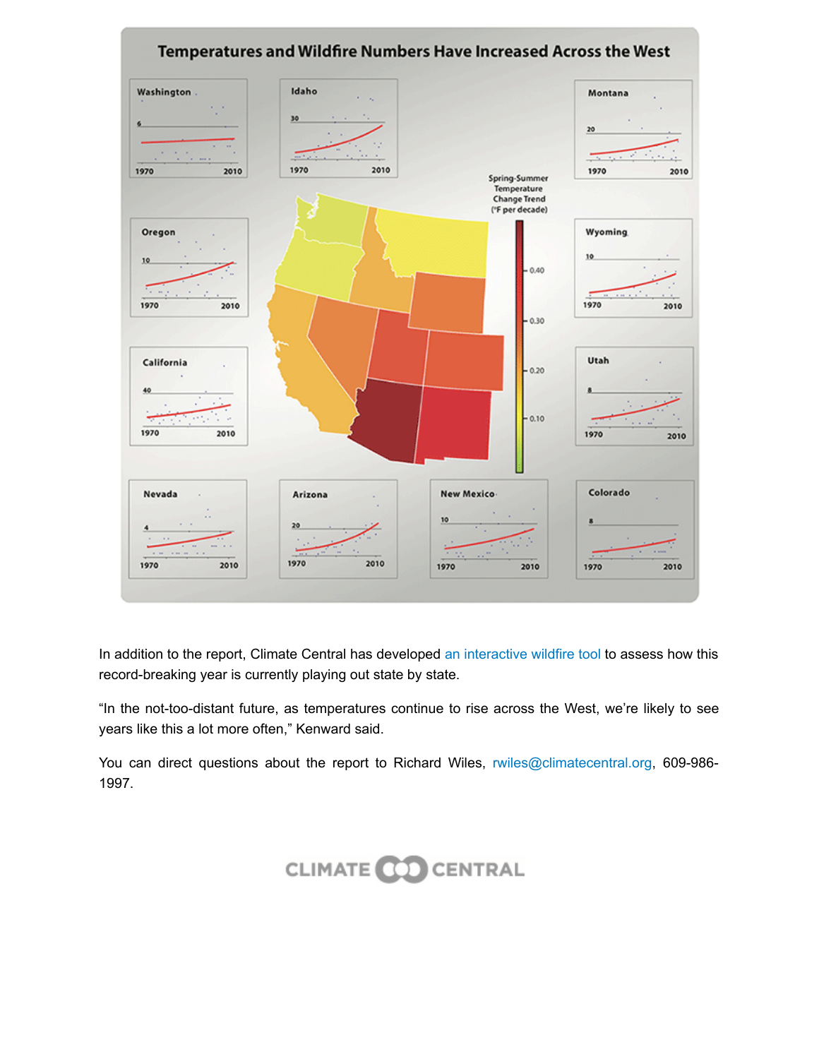Temperatures and Wildfire Numbers Have Increased Across the West

Washington
6
1970
2010

Idaho
30
1970
2010

Montana
20
1970
2010

Spring-Summer Temperature Change Trend (°F per decade)
0.40
0.30
0.20
0.10

Oregon
10
1970
2010

Wyoming
10
1970
2010

California
40
1970
2010

Utah
8
1970
2010

Nevada
4
1970
2010

Arizona
20
1970
2010

New Mexico
10
1970
2010

Colorado
8
1970
2010

In addition to the report, Climate Central has developed an interactive wildfire tool to assess how this record-breaking year is currently playing out state by state.

"In the not-too-distant future, as temperatures continue to rise across the West, we're likely to see years like this a lot more often," Kenward said.

You can direct questions about the report to Richard Wiles, rwiles@climatecentral.org, 609-986-1997.

CLIMATE CENTRAL